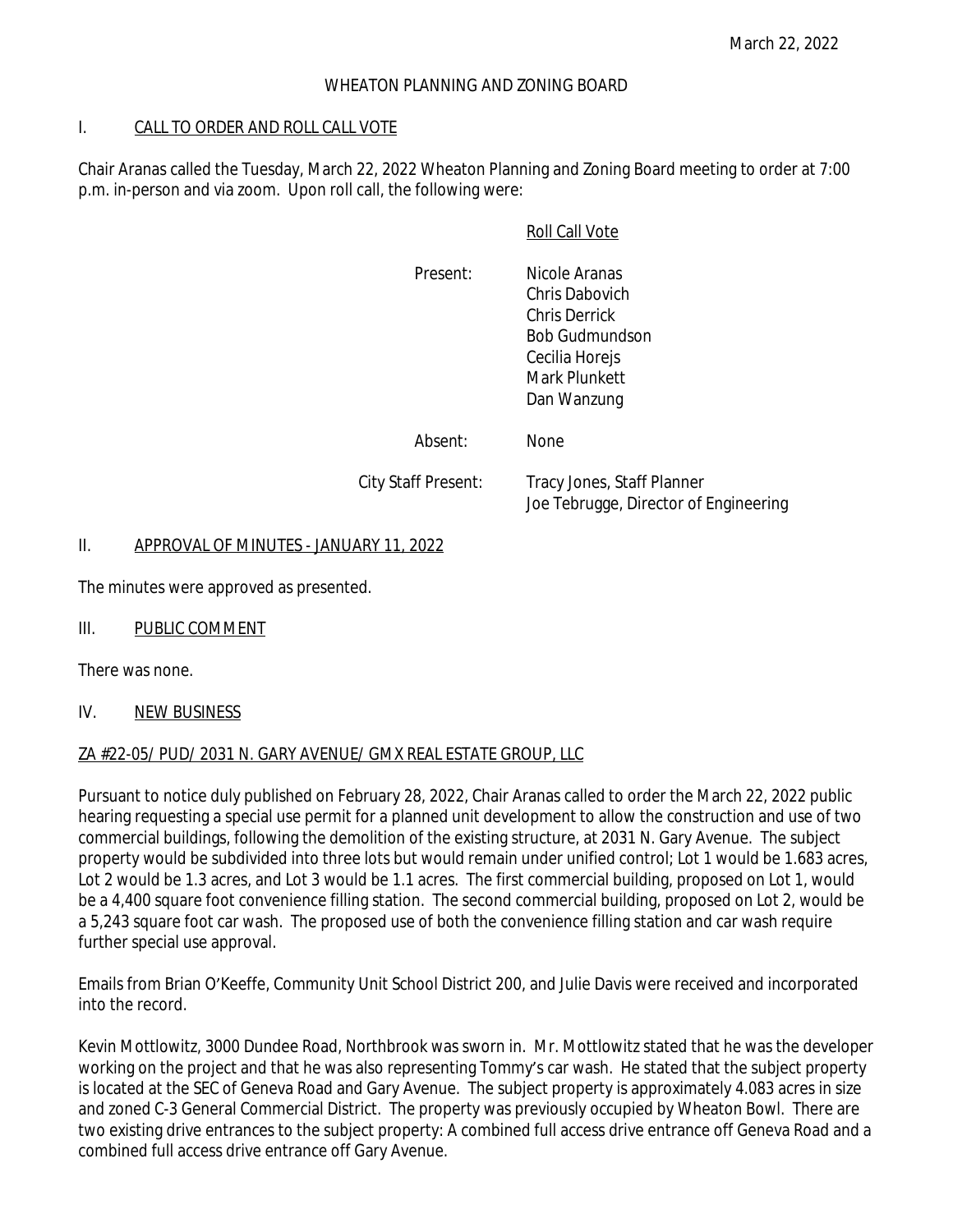March 22, 2022

# WHEATON PLANNING AND ZONING BOARD

## I. CALL TO ORDER AND ROLL CALL VOTE

Chair Aranas called the Tuesday, March 22, 2022 Wheaton Planning and Zoning Board meeting to order at 7:00 p.m. in-person and via zoom. Upon roll call, the following were:

Roll Call Vote

| | |
|---|---|
| Present: | Nicole Aranas<br>Chris Dabovich<br>Chris Derrick<br>Bob Gudmundson<br>Cecilia Horejs<br>Mark Plunkett<br>Dan Wanzung |
| Absent: | None |
| City Staff Present: | Tracy Jones, Staff Planner<br>Joe Tebrugge, Director of Engineering |

## II. APPROVAL OF MINUTES - JANUARY 11, 2022

The minutes were approved as presented.

## III. PUBLIC COMMENT

There was none.

## IV. NEW BUSINESS

### ZA #22-05/ PUD/ 2031 N. GARY AVENUE/ GMX REAL ESTATE GROUP, LLC

Pursuant to notice duly published on February 28, 2022, Chair Aranas called to order the March 22, 2022 public hearing requesting a special use permit for a planned unit development to allow the construction and use of two commercial buildings, following the demolition of the existing structure, at 2031 N. Gary Avenue. The subject property would be subdivided into three lots but would remain under unified control; Lot 1 would be 1.683 acres, Lot 2 would be 1.3 acres, and Lot 3 would be 1.1 acres. The first commercial building, proposed on Lot 1, would be a 4,400 square foot convenience filling station. The second commercial building, proposed on Lot 2, would be a 5,243 square foot car wash. The proposed use of both the convenience filling station and car wash require further special use approval.

Emails from Brian O'Keeffe, Community Unit School District 200, and Julie Davis were received and incorporated into the record.

Kevin Mottlowitz, 3000 Dundee Road, Northbrook was sworn in. Mr. Mottlowitz stated that he was the developer working on the project and that he was also representing Tommy's car wash. He stated that the subject property is located at the SEC of Geneva Road and Gary Avenue. The subject property is approximately 4.083 acres in size and zoned C-3 General Commercial District. The property was previously occupied by Wheaton Bowl. There are two existing drive entrances to the subject property: A combined full access drive entrance off Geneva Road and a combined full access drive entrance off Gary Avenue.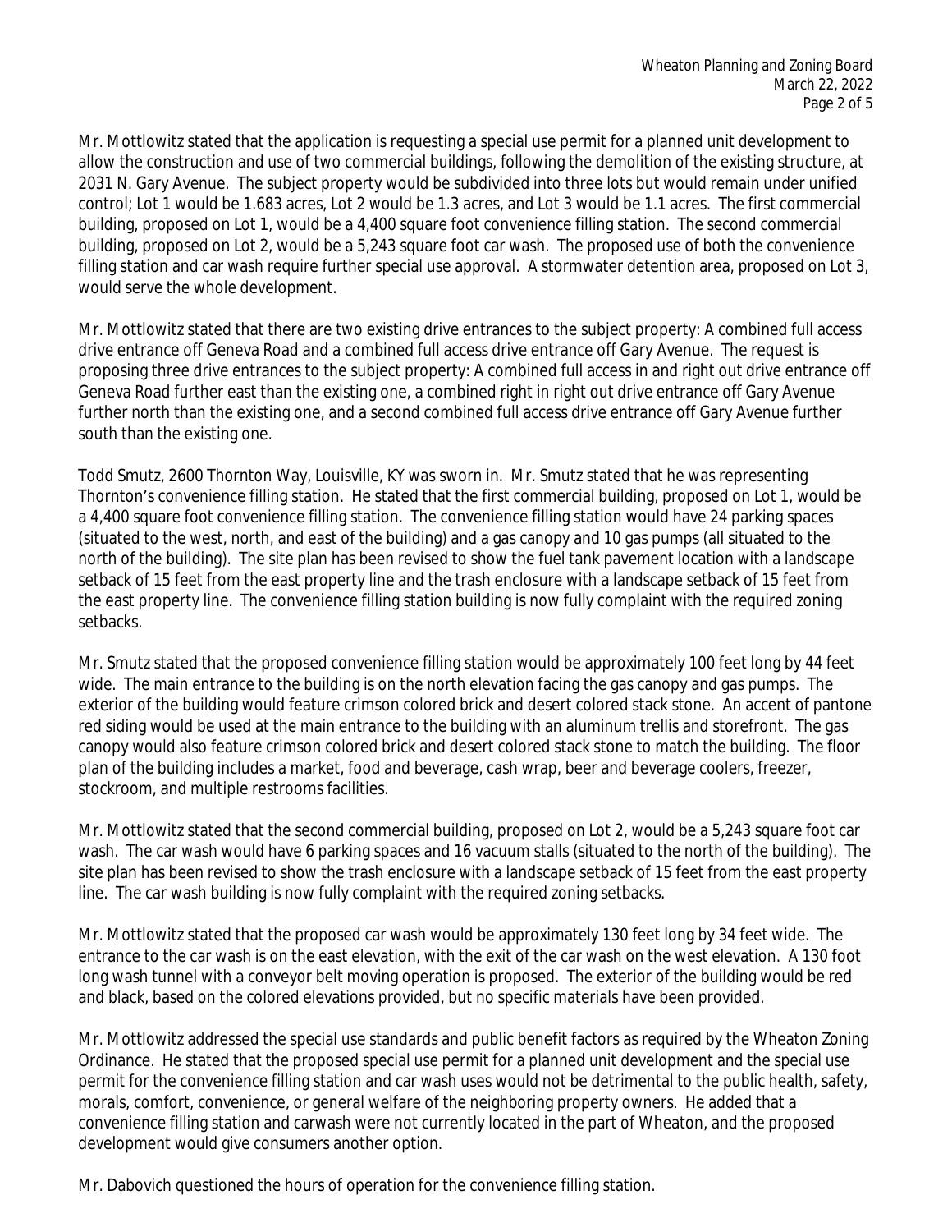Mr. Mottlowitz stated that the application is requesting a special use permit for a planned unit development to allow the construction and use of two commercial buildings, following the demolition of the existing structure, at 2031 N. Gary Avenue. The subject property would be subdivided into three lots but would remain under unified control; Lot 1 would be 1.683 acres, Lot 2 would be 1.3 acres, and Lot 3 would be 1.1 acres. The first commercial building, proposed on Lot 1, would be a 4,400 square foot convenience filling station. The second commercial building, proposed on Lot 2, would be a 5,243 square foot car wash. The proposed use of both the convenience filling station and car wash require further special use approval. A stormwater detention area, proposed on Lot 3, would serve the whole development.

Mr. Mottlowitz stated that there are two existing drive entrances to the subject property: A combined full access drive entrance off Geneva Road and a combined full access drive entrance off Gary Avenue. The request is proposing three drive entrances to the subject property: A combined full access in and right out drive entrance off Geneva Road further east than the existing one, a combined right in right out drive entrance off Gary Avenue further north than the existing one, and a second combined full access drive entrance off Gary Avenue further south than the existing one.

Todd Smutz, 2600 Thornton Way, Louisville, KY was sworn in. Mr. Smutz stated that he was representing Thornton's convenience filling station. He stated that the first commercial building, proposed on Lot 1, would be a 4,400 square foot convenience filling station. The convenience filling station would have 24 parking spaces (situated to the west, north, and east of the building) and a gas canopy and 10 gas pumps (all situated to the north of the building). The site plan has been revised to show the fuel tank pavement location with a landscape setback of 15 feet from the east property line and the trash enclosure with a landscape setback of 15 feet from the east property line. The convenience filling station building is now fully complaint with the required zoning setbacks.

Mr. Smutz stated that the proposed convenience filling station would be approximately 100 feet long by 44 feet wide. The main entrance to the building is on the north elevation facing the gas canopy and gas pumps. The exterior of the building would feature crimson colored brick and desert colored stack stone. An accent of pantone red siding would be used at the main entrance to the building with an aluminum trellis and storefront. The gas canopy would also feature crimson colored brick and desert colored stack stone to match the building. The floor plan of the building includes a market, food and beverage, cash wrap, beer and beverage coolers, freezer, stockroom, and multiple restrooms facilities.

Mr. Mottlowitz stated that the second commercial building, proposed on Lot 2, would be a 5,243 square foot car wash. The car wash would have 6 parking spaces and 16 vacuum stalls (situated to the north of the building). The site plan has been revised to show the trash enclosure with a landscape setback of 15 feet from the east property line. The car wash building is now fully complaint with the required zoning setbacks.

Mr. Mottlowitz stated that the proposed car wash would be approximately 130 feet long by 34 feet wide. The entrance to the car wash is on the east elevation, with the exit of the car wash on the west elevation. A 130 foot long wash tunnel with a conveyor belt moving operation is proposed. The exterior of the building would be red and black, based on the colored elevations provided, but no specific materials have been provided.

Mr. Mottlowitz addressed the special use standards and public benefit factors as required by the Wheaton Zoning Ordinance. He stated that the proposed special use permit for a planned unit development and the special use permit for the convenience filling station and car wash uses would not be detrimental to the public health, safety, morals, comfort, convenience, or general welfare of the neighboring property owners. He added that a convenience filling station and carwash were not currently located in the part of Wheaton, and the proposed development would give consumers another option.

Mr. Dabovich questioned the hours of operation for the convenience filling station.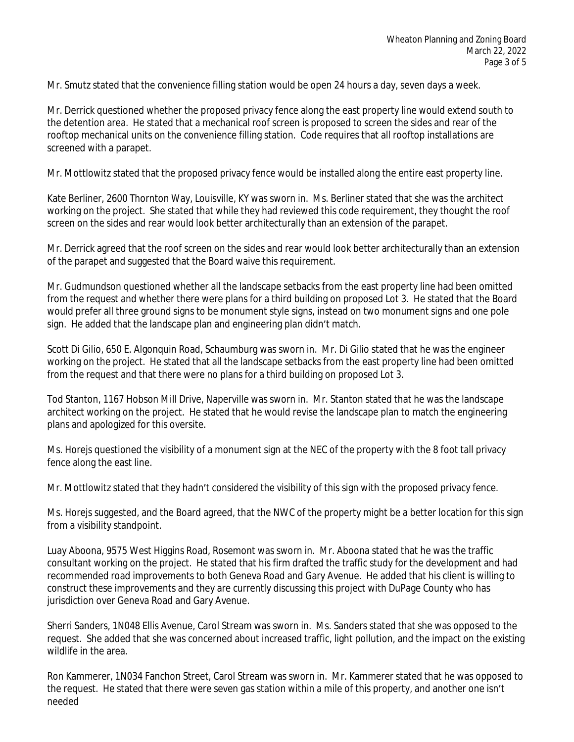Mr. Smutz stated that the convenience filling station would be open 24 hours a day, seven days a week.

Mr. Derrick questioned whether the proposed privacy fence along the east property line would extend south to the detention area. He stated that a mechanical roof screen is proposed to screen the sides and rear of the rooftop mechanical units on the convenience filling station. Code requires that all rooftop installations are screened with a parapet.

Mr. Mottlowitz stated that the proposed privacy fence would be installed along the entire east property line.

Kate Berliner, 2600 Thornton Way, Louisville, KY was sworn in. Ms. Berliner stated that she was the architect working on the project. She stated that while they had reviewed this code requirement, they thought the roof screen on the sides and rear would look better architecturally than an extension of the parapet.

Mr. Derrick agreed that the roof screen on the sides and rear would look better architecturally than an extension of the parapet and suggested that the Board waive this requirement.

Mr. Gudmundson questioned whether all the landscape setbacks from the east property line had been omitted from the request and whether there were plans for a third building on proposed Lot 3. He stated that the Board would prefer all three ground signs to be monument style signs, instead on two monument signs and one pole sign. He added that the landscape plan and engineering plan didn't match.

Scott Di Gilio, 650 E. Algonquin Road, Schaumburg was sworn in. Mr. Di Gilio stated that he was the engineer working on the project. He stated that all the landscape setbacks from the east property line had been omitted from the request and that there were no plans for a third building on proposed Lot 3.

Tod Stanton, 1167 Hobson Mill Drive, Naperville was sworn in. Mr. Stanton stated that he was the landscape architect working on the project. He stated that he would revise the landscape plan to match the engineering plans and apologized for this oversite.

Ms. Horejs questioned the visibility of a monument sign at the NEC of the property with the 8 foot tall privacy fence along the east line.

Mr. Mottlowitz stated that they hadn't considered the visibility of this sign with the proposed privacy fence.

Ms. Horejs suggested, and the Board agreed, that the NWC of the property might be a better location for this sign from a visibility standpoint.

Luay Aboona, 9575 West Higgins Road, Rosemont was sworn in. Mr. Aboona stated that he was the traffic consultant working on the project. He stated that his firm drafted the traffic study for the development and had recommended road improvements to both Geneva Road and Gary Avenue. He added that his client is willing to construct these improvements and they are currently discussing this project with DuPage County who has jurisdiction over Geneva Road and Gary Avenue.

Sherri Sanders, 1N048 Ellis Avenue, Carol Stream was sworn in. Ms. Sanders stated that she was opposed to the request. She added that she was concerned about increased traffic, light pollution, and the impact on the existing wildlife in the area.

Ron Kammerer, 1N034 Fanchon Street, Carol Stream was sworn in. Mr. Kammerer stated that he was opposed to the request. He stated that there were seven gas station within a mile of this property, and another one isn't needed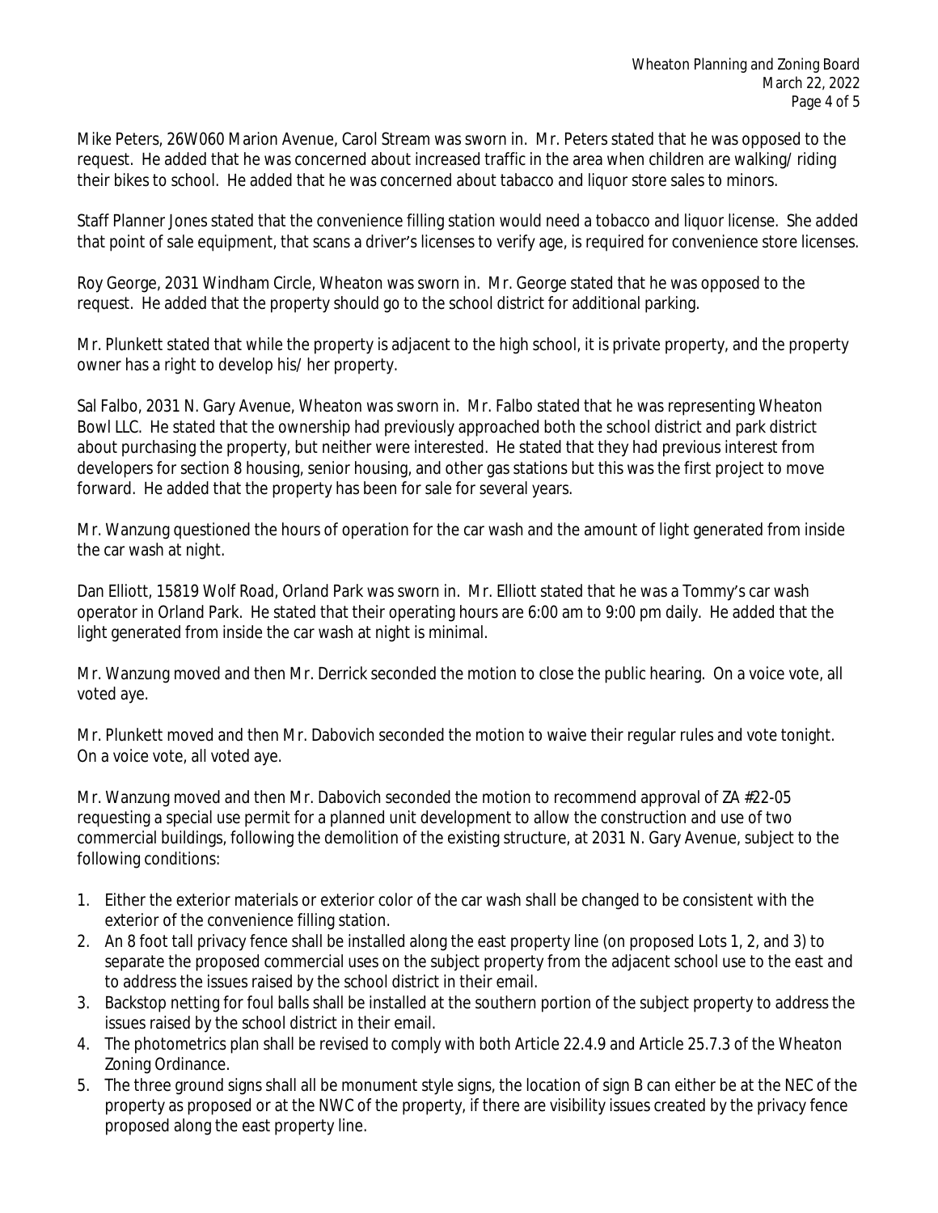Mike Peters, 26W060 Marion Avenue, Carol Stream was sworn in. Mr. Peters stated that he was opposed to the request. He added that he was concerned about increased traffic in the area when children are walking/ riding their bikes to school. He added that he was concerned about tabacco and liquor store sales to minors.

Staff Planner Jones stated that the convenience filling station would need a tobacco and liquor license. She added that point of sale equipment, that scans a driver's licenses to verify age, is required for convenience store licenses.

Roy George, 2031 Windham Circle, Wheaton was sworn in. Mr. George stated that he was opposed to the request. He added that the property should go to the school district for additional parking.

Mr. Plunkett stated that while the property is adjacent to the high school, it is private property, and the property owner has a right to develop his/ her property.

Sal Falbo, 2031 N. Gary Avenue, Wheaton was sworn in. Mr. Falbo stated that he was representing Wheaton Bowl LLC. He stated that the ownership had previously approached both the school district and park district about purchasing the property, but neither were interested. He stated that they had previous interest from developers for section 8 housing, senior housing, and other gas stations but this was the first project to move forward. He added that the property has been for sale for several years.

Mr. Wanzung questioned the hours of operation for the car wash and the amount of light generated from inside the car wash at night.

Dan Elliott, 15819 Wolf Road, Orland Park was sworn in. Mr. Elliott stated that he was a Tommy's car wash operator in Orland Park. He stated that their operating hours are 6:00 am to 9:00 pm daily. He added that the light generated from inside the car wash at night is minimal.

Mr. Wanzung moved and then Mr. Derrick seconded the motion to close the public hearing. On a voice vote, all voted aye.

Mr. Plunkett moved and then Mr. Dabovich seconded the motion to waive their regular rules and vote tonight. On a voice vote, all voted aye.

Mr. Wanzung moved and then Mr. Dabovich seconded the motion to recommend approval of ZA #22-05 requesting a special use permit for a planned unit development to allow the construction and use of two commercial buildings, following the demolition of the existing structure, at 2031 N. Gary Avenue, subject to the following conditions:

1. Either the exterior materials or exterior color of the car wash shall be changed to be consistent with the exterior of the convenience filling station.
2. An 8 foot tall privacy fence shall be installed along the east property line (on proposed Lots 1, 2, and 3) to separate the proposed commercial uses on the subject property from the adjacent school use to the east and to address the issues raised by the school district in their email.
3. Backstop netting for foul balls shall be installed at the southern portion of the subject property to address the issues raised by the school district in their email.
4. The photometrics plan shall be revised to comply with both Article 22.4.9 and Article 25.7.3 of the Wheaton Zoning Ordinance.
5. The three ground signs shall all be monument style signs, the location of sign B can either be at the NEC of the property as proposed or at the NWC of the property, if there are visibility issues created by the privacy fence proposed along the east property line.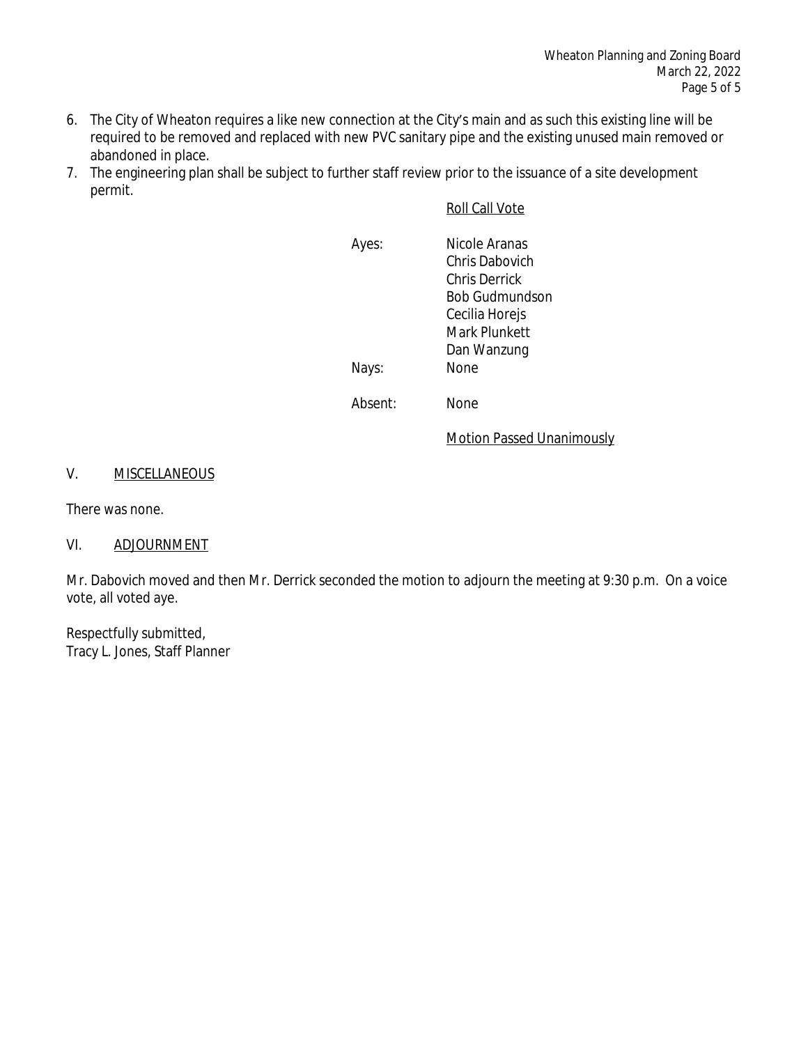6. The City of Wheaton requires a like new connection at the City's main and as such this existing line will be required to be removed and replaced with new PVC sanitary pipe and the existing unused main removed or abandoned in place.
7. The engineering plan shall be subject to further staff review prior to the issuance of a site development permit.

Roll Call Vote

| | |
|---|---|
| Ayes: | Nicole Aranas |
| | Chris Dabovich |
| | Chris Derrick |
| | Bob Gudmundson |
| | Cecilia Horejs |
| | Mark Plunkett |
| | Dan Wanzung |
| Nays: | None |
| Absent: | None |

Motion Passed Unanimously

## V. MISCELLANEOUS

There was none.

## VI. ADJOURNMENT

Mr. Dabovich moved and then Mr. Derrick seconded the motion to adjourn the meeting at 9:30 p.m. On a voice vote, all voted aye.

Respectfully submitted,
Tracy L. Jones, Staff Planner